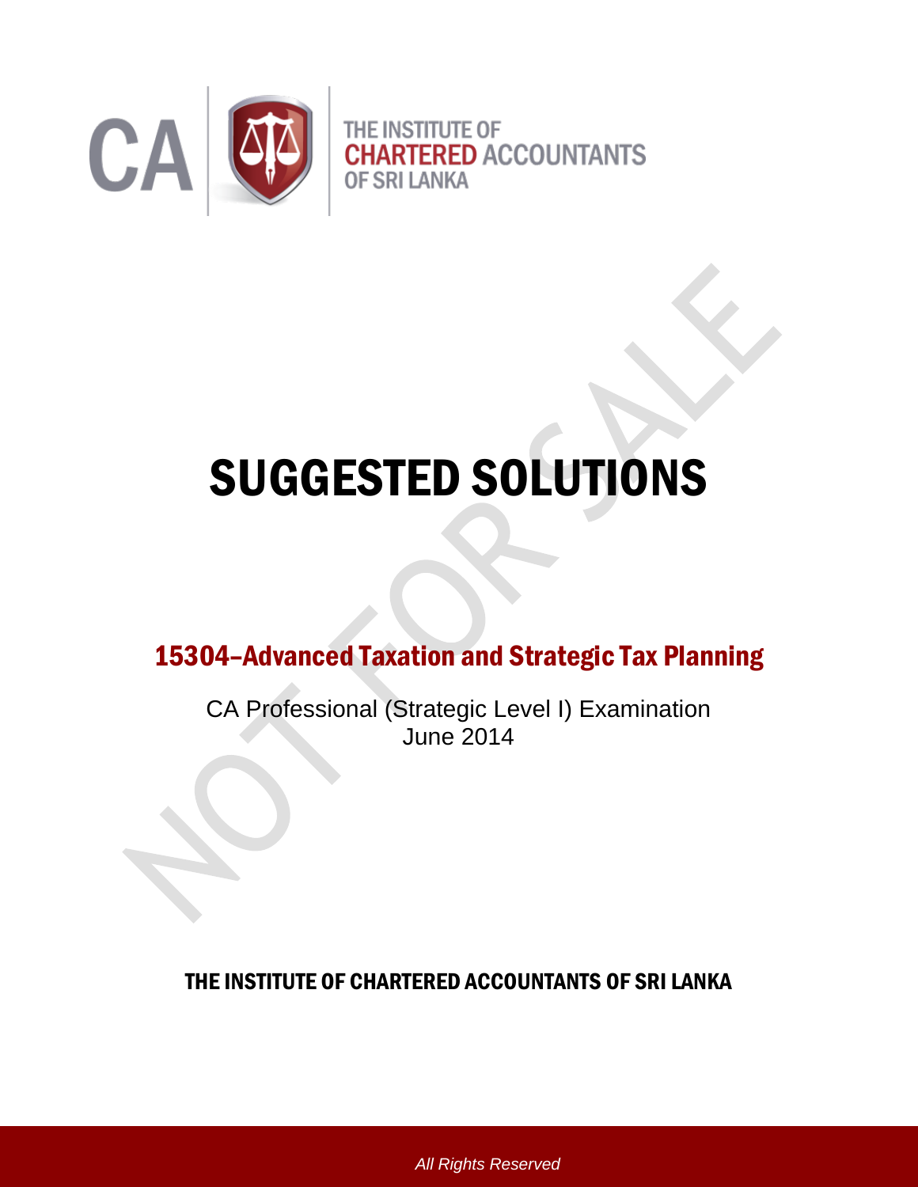CA | THE INSTITUTE OF CHARTERED ACCOUNTANTS OF SRI LANKA

# SUGGESTED SOLUTIONS

## 15304–Advanced Taxation and Strategic Tax Planning

CA Professional (Strategic Level I) Examination
June 2014

**THE INSTITUTE OF CHARTERED ACCOUNTANTS OF SRI LANKA**

*All Rights Reserved*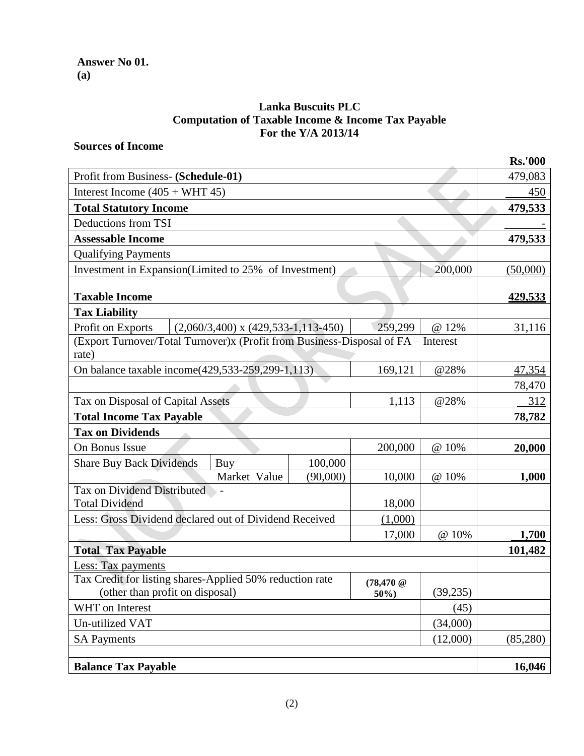**Answer No 01.**
**(a)**

**Lanka Buscuits PLC**
**Computation of Taxable Income & Income Tax Payable**
**For the Y/A 2013/14**

**Sources of Income**

| | | | | | **Rs.'000** |
|---|---|---|---|---|---|
| Profit from Business- **(Schedule-01)** | | | | | 479,083 |
| Interest Income (405 + WHT 45) | | | | | 450 |
| **Total Statutory Income** | | | | | **479,533** |
| Deductions from TSI | | | | | - |
| **Assessable Income** | | | | | **479,533** |
| Qualifying Payments | | | | | |
| Investment in Expansion(Limited to 25% of Investment) | | | | 200,000 | (50,000) |
| **Taxable Income** | | | | | **429,533** |
| **Tax Liability** | | | | | |
| Profit on Exports | (2,060/3,400) x (429,533-1,113-450) | | 259,299 | @ 12% | 31,116 |
| (Export Turnover/Total Turnover)x (Profit from Business-Disposal of FA – Interest rate) | | | | | |
| On balance taxable income(429,533-259,299-1,113) | | | 169,121 | @28% | 47,354 |
| | | | | | 78,470 |
| Tax on Disposal of Capital Assets | | | 1,113 | @28% | 312 |
| **Total Income Tax Payable** | | | | | **78,782** |
| **Tax on Dividends** | | | | | |
| On Bonus Issue | | | 200,000 | @ 10% | **20,000** |
| Share Buy Back Dividends | Buy | 100,000 | | | |
| | Market Value | (90,000) | 10,000 | @ 10% | **1,000** |
| Tax on Dividend Distributed - Total Dividend | | | 18,000 | | |
| Less: Gross Dividend declared out of Dividend Received | | | (1,000) | | |
| | | | 17,000 | @ 10% | **1,700** |
| **Total Tax Payable** | | | | | **101,482** |
| Less: Tax payments | | | | | |
| Tax Credit for listing shares-Applied 50% reduction rate (other than profit on disposal) | | | **(78,470 @ 50%)** | (39,235) | |
| WHT on Interest | | | | (45) | |
| Un-utilized VAT | | | | (34,000) | |
| SA Payments | | | | (12,000) | (85,280) |
| **Balance Tax Payable** | | | | | **16,046** |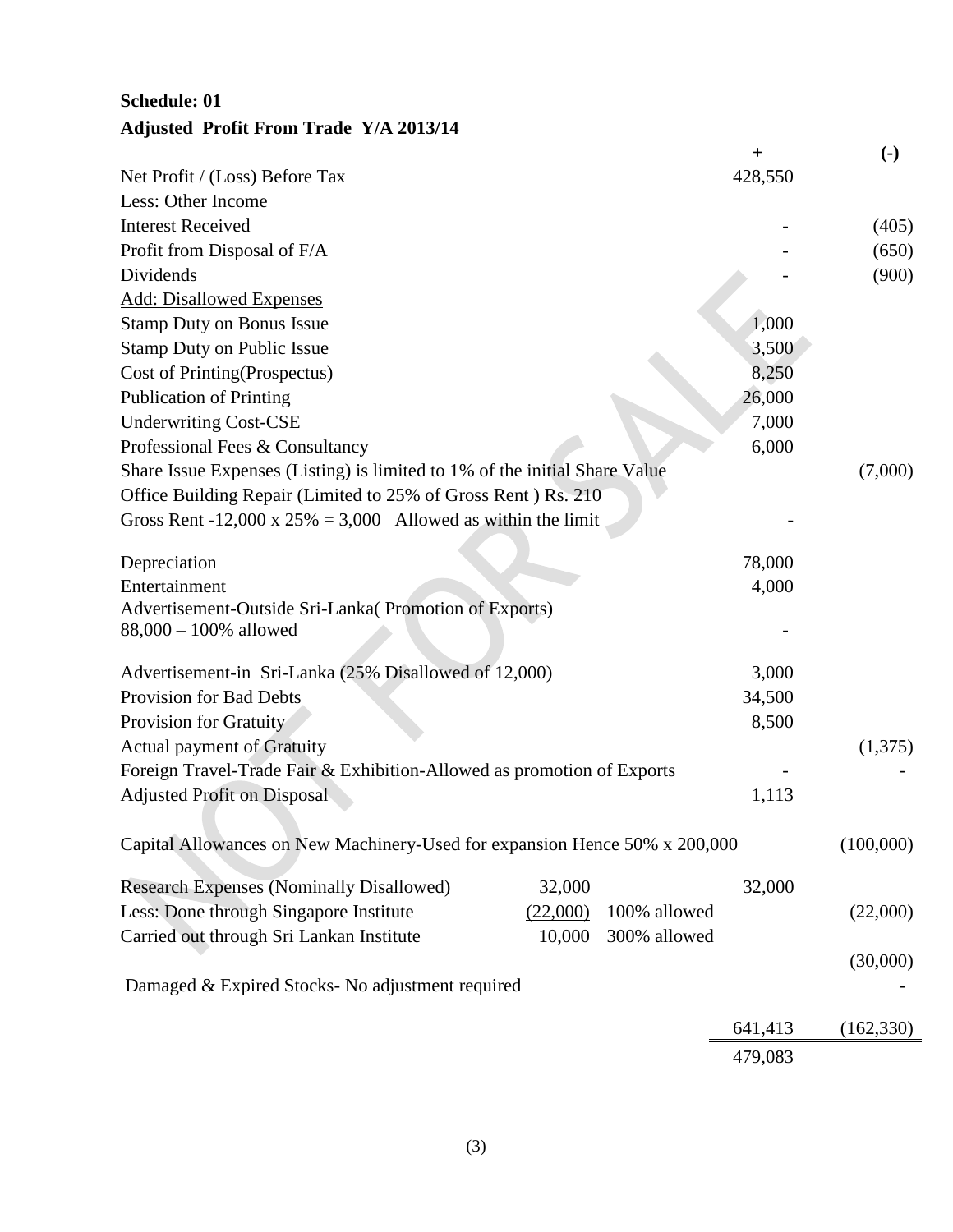**Schedule: 01**
**Adjusted Profit From Trade Y/A 2013/14**

| | | | + | (-) |
|---|---|---|---|---|
| Net Profit / (Loss) Before Tax | | | 428,550 | |
| Less: Other Income | | | | |
| Interest Received | | | - | (405) |
| Profit from Disposal of F/A | | | - | (650) |
| Dividends | | | - | (900) |
| Add: Disallowed Expenses | | | | |
| Stamp Duty on Bonus Issue | | | 1,000 | |
| Stamp Duty on Public Issue | | | 3,500 | |
| Cost of Printing(Prospectus) | | | 8,250 | |
| Publication of Printing | | | 26,000 | |
| Underwriting Cost-CSE | | | 7,000 | |
| Professional Fees & Consultancy | | | 6,000 | |
| Share Issue Expenses (Listing) is limited to 1% of the initial Share Value | | | | (7,000) |
| Office Building Repair (Limited to 25% of Gross Rent ) Rs. 210 | | | | |
| Gross Rent -12,000 x 25% = 3,000 Allowed as within the limit | | | - | |
| Depreciation | | | 78,000 | |
| Entertainment | | | 4,000 | |
| Advertisement-Outside Sri-Lanka( Promotion of Exports) 88,000 – 100% allowed | | | - | |
| Advertisement-in Sri-Lanka (25% Disallowed of 12,000) | | | 3,000 | |
| Provision for Bad Debts | | | 34,500 | |
| Provision for Gratuity | | | 8,500 | |
| Actual payment of Gratuity | | | | (1,375) |
| Foreign Travel-Trade Fair & Exhibition-Allowed as promotion of Exports | | | - | - |
| Adjusted Profit on Disposal | | | 1,113 | |
| Capital Allowances on New Machinery-Used for expansion Hence 50% x 200,000 | | | | (100,000) |
| Research Expenses (Nominally Disallowed) | 32,000 | | 32,000 | |
| Less: Done through Singapore Institute | (22,000) | 100% allowed | | (22,000) |
| Carried out through Sri Lankan Institute | 10,000 | 300% allowed | | (30,000) |
| Damaged & Expired Stocks- No adjustment required | | | | - |
| | | | 641,413 | (162,330) |
| | | | 479,083 | |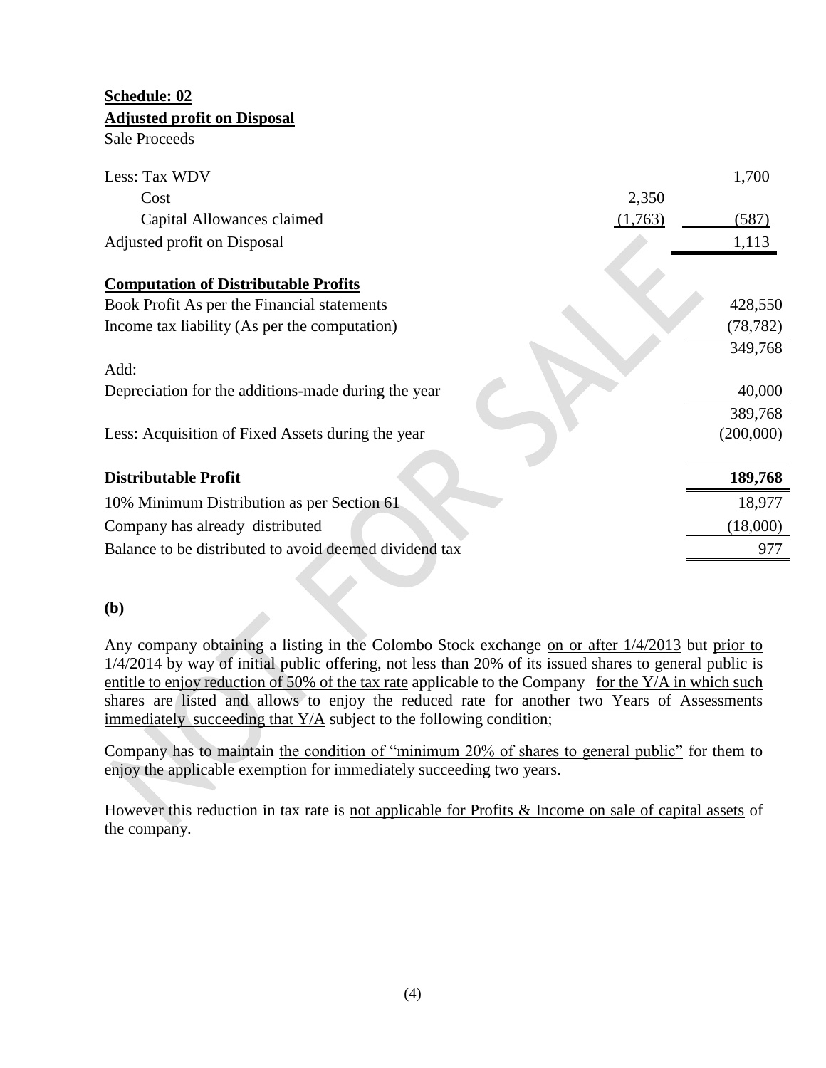**Schedule: 02**

**Adjusted profit on Disposal**

| | | |
|---|---|---|
| Sale Proceeds | | |
| Less: Tax WDV | | 1,700 |
| Cost | 2,350 | |
| Capital Allowances claimed | (1,763) | (587) |
| Adjusted profit on Disposal | | 1,113 |

**Computation of Distributable Profits**

| | |
|---|---|
| Book Profit As per the Financial statements | 428,550 |
| Income tax liability (As per the computation) | (78,782) |
| | 349,768 |
| Add: | |
| Depreciation for the additions-made during the year | 40,000 |
| | 389,768 |
| Less: Acquisition of Fixed Assets during the year | (200,000) |
| **Distributable Profit** | **189,768** |
| 10% Minimum Distribution as per Section 61 | 18,977 |
| Company has already distributed | (18,000) |
| Balance to be distributed to avoid deemed dividend tax | 977 |

**(b)**

Any company obtaining a listing in the Colombo Stock exchange on or after 1/4/2013 but prior to 1/4/2014 by way of initial public offering, not less than 20% of its issued shares to general public is entitle to enjoy reduction of 50% of the tax rate applicable to the Company for the Y/A in which such shares are listed and allows to enjoy the reduced rate for another two Years of Assessments immediately succeeding that Y/A subject to the following condition;

Company has to maintain the condition of "minimum 20% of shares to general public" for them to enjoy the applicable exemption for immediately succeeding two years.

However this reduction in tax rate is not applicable for Profits & Income on sale of capital assets of the company.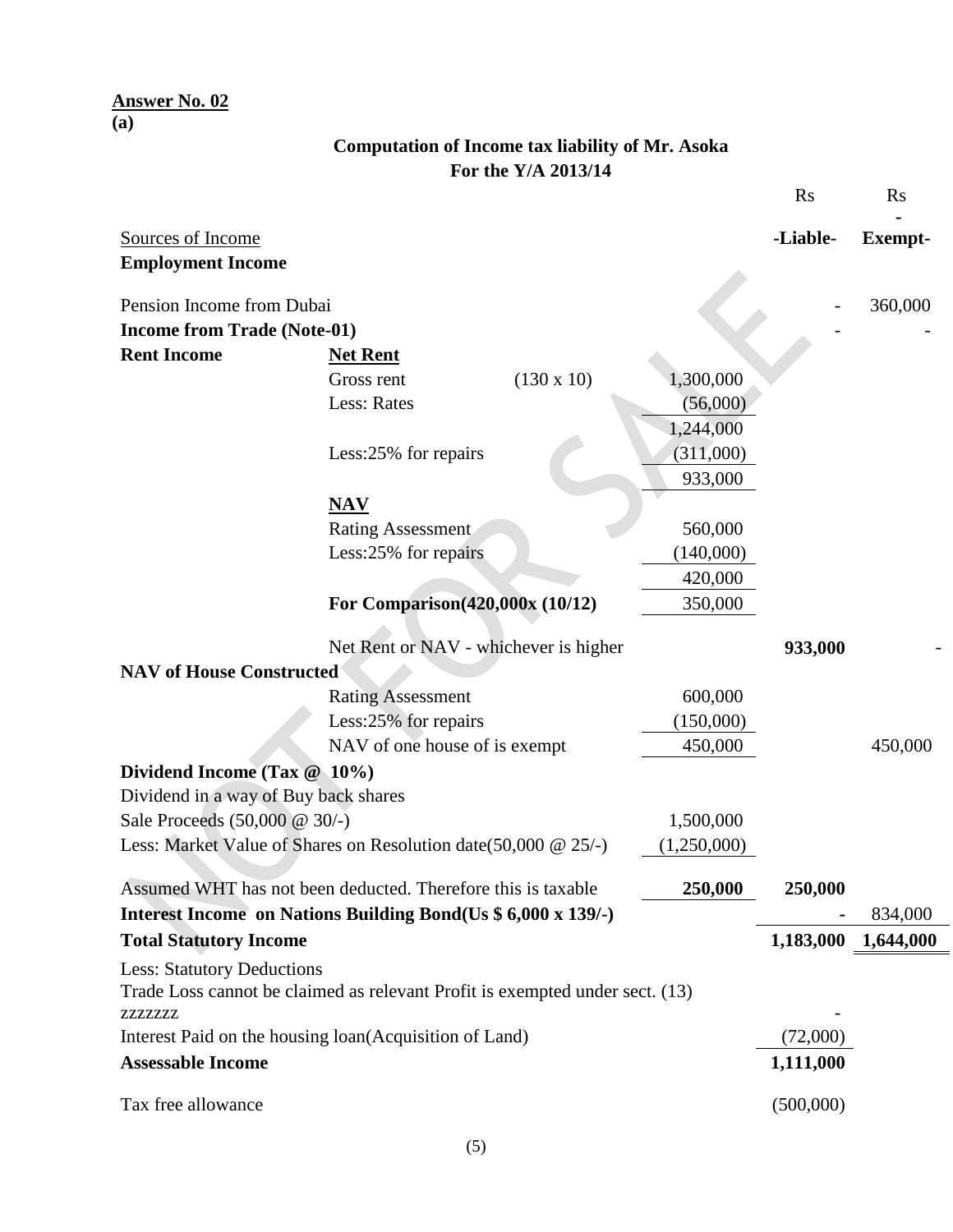**Answer No. 02**
**(a)**

**Computation of Income tax liability of Mr. Asoka**
**For the Y/A 2013/14**

| | | | | Rs | Rs |
|---|---|---|---|---|---|
| Sources of Income | | | | **-Liable-** | **-Exempt-** |
| **Employment Income** | | | | | |
| Pension Income from Dubai | | | | - | 360,000 |
| **Income from Trade (Note-01)** | | | | - | - |
| **Rent Income** | **Net Rent** | | | | |
| | Gross rent | (130 x 10) | 1,300,000 | | |
| | Less: Rates | | (56,000) | | |
| | | | 1,244,000 | | |
| | Less:25% for repairs | | (311,000) | | |
| | | | 933,000 | | |
| | **NAV** | | | | |
| | Rating Assessment | | 560,000 | | |
| | Less:25% for repairs | | (140,000) | | |
| | | | 420,000 | | |
| | **For Comparison(420,000x (10/12)** | | 350,000 | | |
| | Net Rent or NAV - whichever is higher | | | **933,000** | - |
| **NAV of House Constructed** | | | | | |
| | Rating Assessment | | 600,000 | | |
| | Less:25% for repairs | | (150,000) | | |
| | NAV of one house of is exempt | | 450,000 | | 450,000 |
| **Dividend Income (Tax @ 10%)** | | | | | |
| Dividend in a way of Buy back shares | | | | | |
| Sale Proceeds (50,000 @ 30/-) | | | 1,500,000 | | |
| Less: Market Value of Shares on Resolution date(50,000 @ 25/-) | | | (1,250,000) | | |
| Assumed WHT has not been deducted. Therefore this is taxable | | | **250,000** | **250,000** | |
| **Interest Income on Nations Building Bond(Us $ 6,000 x 139/-)** | | | | **-** | 834,000 |
| **Total Statutory Income** | | | | **1,183,000** | **1,644,000** |
| Less: Statutory Deductions | | | | | |
| Trade Loss cannot be claimed as relevant Profit is exempted under sect. (13) zzzzzzz | | | | - | |
| Interest Paid on the housing loan(Acquisition of Land) | | | | (72,000) | |
| **Assessable Income** | | | | **1,111,000** | |
| Tax free allowance | | | | (500,000) | |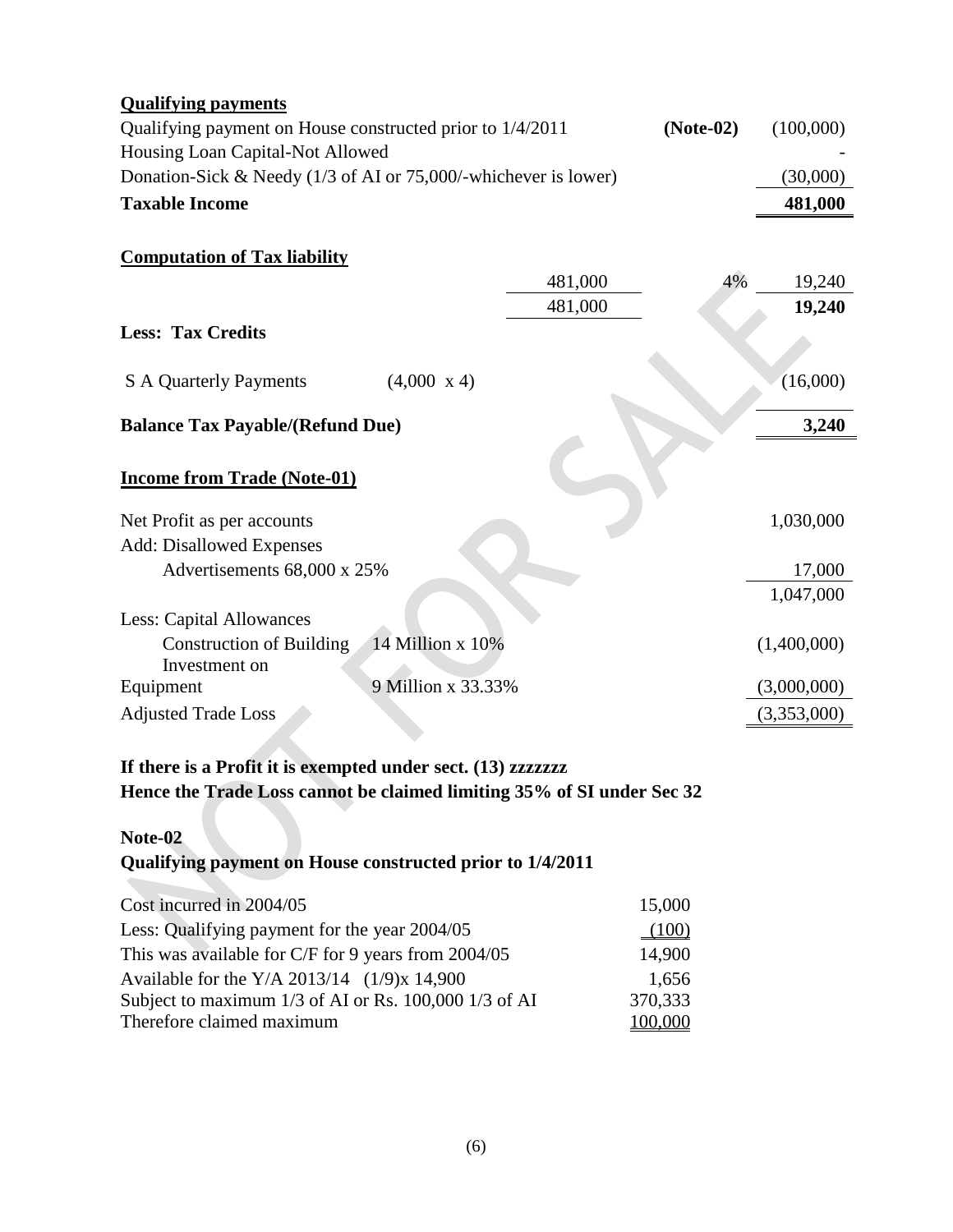**Qualifying payments**

| | | |
|---|---|---|
| Qualifying payment on House constructed prior to 1/4/2011 | **(Note-02)** | (100,000) |
| Housing Loan Capital-Not Allowed | | - |
| Donation-Sick & Needy (1/3 of AI or 75,000/-whichever is lower) | | (30,000) |
| **Taxable Income** | | **481,000** |

**Computation of Tax liability**

| | | | |
|---|---|---|---|
| | 481,000 | 4% | 19,240 |
| | 481,000 | | **19,240** |
| **Less: Tax Credits** | | | |
| S A Quarterly Payments (4,000 x 4) | | | (16,000) |
| **Balance Tax Payable/(Refund Due)** | | | **3,240** |

**Income from Trade (Note-01)**

| | | |
|---|---|---|
| Net Profit as per accounts | | 1,030,000 |
| Add: Disallowed Expenses | | |
| Advertisements 68,000 x 25% | | 17,000 |
| | | 1,047,000 |
| Less: Capital Allowances | | |
| Construction of Building | 14 Million x 10% | (1,400,000) |
| Investment on Equipment | 9 Million x 33.33% | (3,000,000) |
| Adjusted Trade Loss | | (3,353,000) |

**If there is a Profit it is exempted under sect. (13) zzzzzzz**
**Hence the Trade Loss cannot be claimed limiting 35% of SI under Sec 32**

**Note-02**
**Qualifying payment on House constructed prior to 1/4/2011**

| | |
|---|---|
| Cost incurred in 2004/05 | 15,000 |
| Less: Qualifying payment for the year 2004/05 | (100) |
| This was available for C/F for 9 years from 2004/05 | 14,900 |
| Available for the Y/A 2013/14 (1/9)x 14,900 | 1,656 |
| Subject to maximum 1/3 of AI or Rs. 100,000 1/3 of AI | 370,333 |
| Therefore claimed maximum | 100,000 |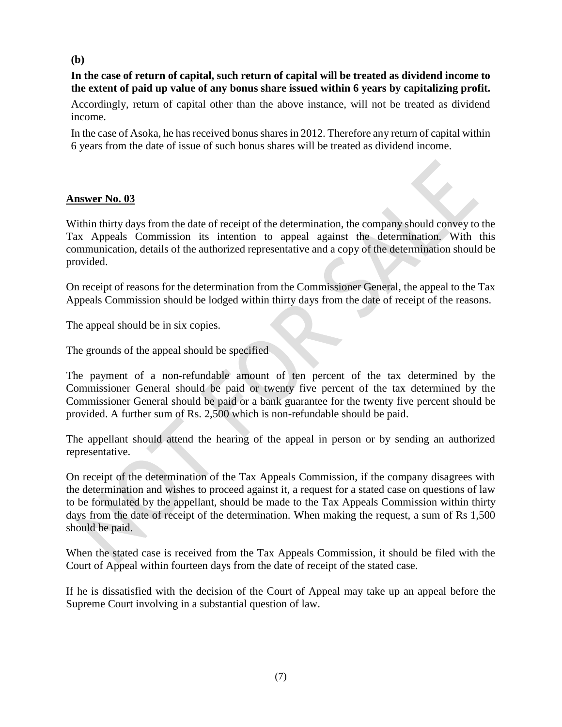**(b)**

**In the case of return of capital, such return of capital will be treated as dividend income to the extent of paid up value of any bonus share issued within 6 years by capitalizing profit.**

Accordingly, return of capital other than the above instance, will not be treated as dividend income.

In the case of Asoka, he has received bonus shares in 2012. Therefore any return of capital within 6 years from the date of issue of such bonus shares will be treated as dividend income.

## Answer No. 03

Within thirty days from the date of receipt of the determination, the company should convey to the Tax Appeals Commission its intention to appeal against the determination. With this communication, details of the authorized representative and a copy of the determination should be provided.

On receipt of reasons for the determination from the Commissioner General, the appeal to the Tax Appeals Commission should be lodged within thirty days from the date of receipt of the reasons.

The appeal should be in six copies.

The grounds of the appeal should be specified

The payment of a non-refundable amount of ten percent of the tax determined by the Commissioner General should be paid or twenty five percent of the tax determined by the Commissioner General should be paid or a bank guarantee for the twenty five percent should be provided. A further sum of Rs. 2,500 which is non-refundable should be paid.

The appellant should attend the hearing of the appeal in person or by sending an authorized representative.

On receipt of the determination of the Tax Appeals Commission, if the company disagrees with the determination and wishes to proceed against it, a request for a stated case on questions of law to be formulated by the appellant, should be made to the Tax Appeals Commission within thirty days from the date of receipt of the determination. When making the request, a sum of Rs 1,500 should be paid.

When the stated case is received from the Tax Appeals Commission, it should be filed with the Court of Appeal within fourteen days from the date of receipt of the stated case.

If he is dissatisfied with the decision of the Court of Appeal may take up an appeal before the Supreme Court involving in a substantial question of law.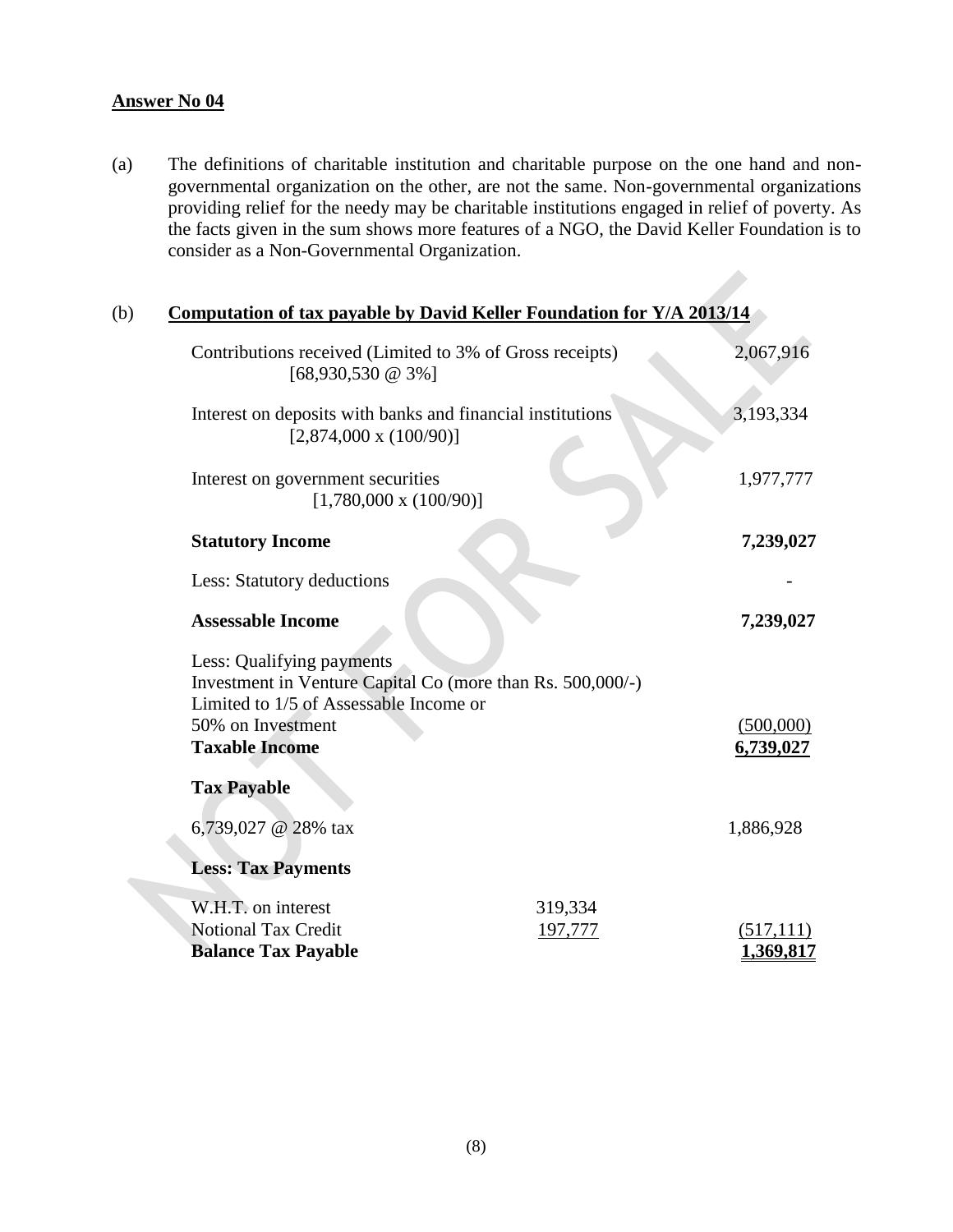**Answer No 04**

(a) The definitions of charitable institution and charitable purpose on the one hand and non-governmental organization on the other, are not the same. Non-governmental organizations providing relief for the needy may be charitable institutions engaged in relief of poverty. As the facts given in the sum shows more features of a NGO, the David Keller Foundation is to consider as a Non-Governmental Organization.

(b) **Computation of tax payable by David Keller Foundation for Y/A 2013/14**

| | | |
|---|---|---|
| Contributions received (Limited to 3% of Gross receipts) [68,930,530 @ 3%] | | 2,067,916 |
| Interest on deposits with banks and financial institutions [2,874,000 x (100/90)] | | 3,193,334 |
| Interest on government securities [1,780,000 x (100/90)] | | 1,977,777 |
| **Statutory Income** | | **7,239,027** |
| Less: Statutory deductions | | - |
| **Assessable Income** | | **7,239,027** |
| Less: Qualifying payments<br>Investment in Venture Capital Co (more than Rs. 500,000/-)<br>Limited to 1/5 of Assessable Income or<br>50% on Investment | | (500,000) |
| **Taxable Income** | | **6,739,027** |
| **Tax Payable** | | |
| 6,739,027 @ 28% tax | | 1,886,928 |
| **Less: Tax Payments** | | |
| W.H.T. on interest | 319,334 | |
| Notional Tax Credit | 197,777 | (517,111) |
| **Balance Tax Payable** | | **1,369,817** |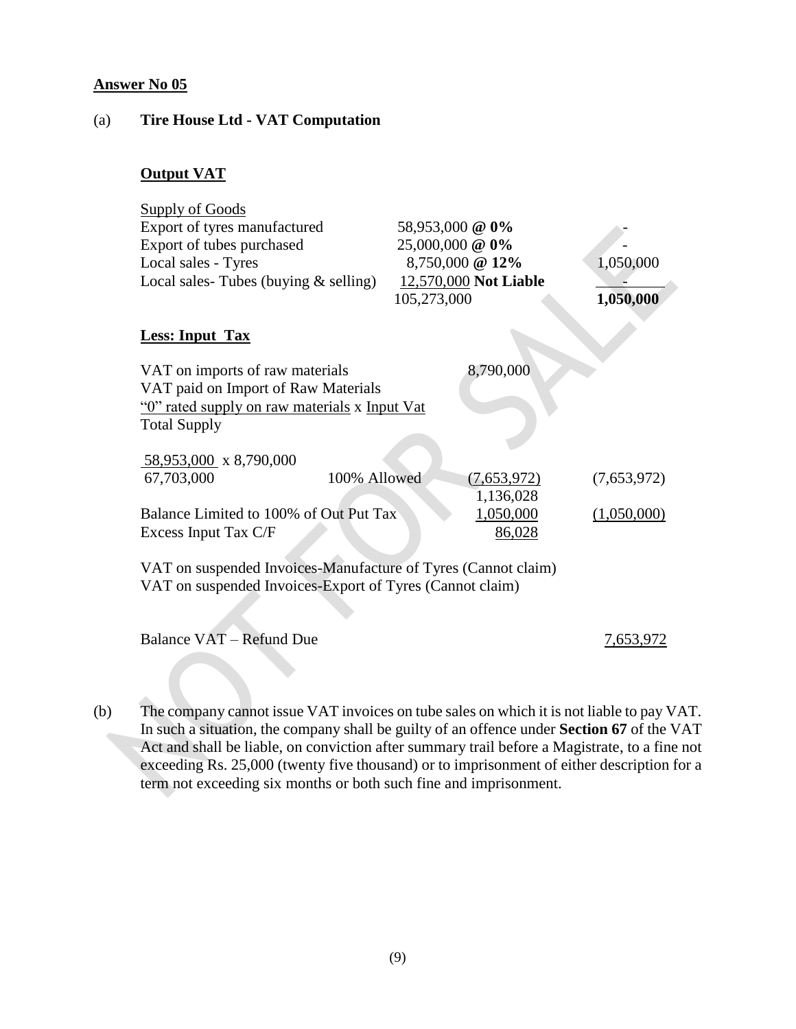**Answer No 05**

(a) **Tire House Ltd - VAT Computation**

**Output VAT**

| Supply of Goods | | |
|---|---|---|
| Export of tyres manufactured | 58,953,000 **@ 0%** | - |
| Export of tubes purchased | 25,000,000 **@ 0%** | - |
| Local sales - Tyres | 8,750,000 **@ 12%** | 1,050,000 |
| Local sales- Tubes (buying & selling) | 12,570,000 **Not Liable** | - |
| | 105,273,000 | **1,050,000** |

**Less: Input Tax**

| | | | |
|---|---|---|---|
| VAT on imports of raw materials | | 8,790,000 | |
| VAT paid on Import of Raw Materials | | | |
| "0" rated supply on raw materials x Input Vat | | | |
| Total Supply | | | |
| $\frac{58,953,000}{67,703,000}$ x 8,790,000 | 100% Allowed | (7,653,972) | (7,653,972) |
| | | 1,136,028 | |
| Balance Limited to 100% of Out Put Tax | | 1,050,000 | (1,050,000) |
| Excess Input Tax C/F | | 86,028 | |

VAT on suspended Invoices-Manufacture of Tyres (Cannot claim)
VAT on suspended Invoices-Export of Tyres (Cannot claim)

| | |
|---|---|
| Balance VAT – Refund Due | 7,653,972 |

(b) The company cannot issue VAT invoices on tube sales on which it is not liable to pay VAT. In such a situation, the company shall be guilty of an offence under **Section 67** of the VAT Act and shall be liable, on conviction after summary trail before a Magistrate, to a fine not exceeding Rs. 25,000 (twenty five thousand) or to imprisonment of either description for a term not exceeding six months or both such fine and imprisonment.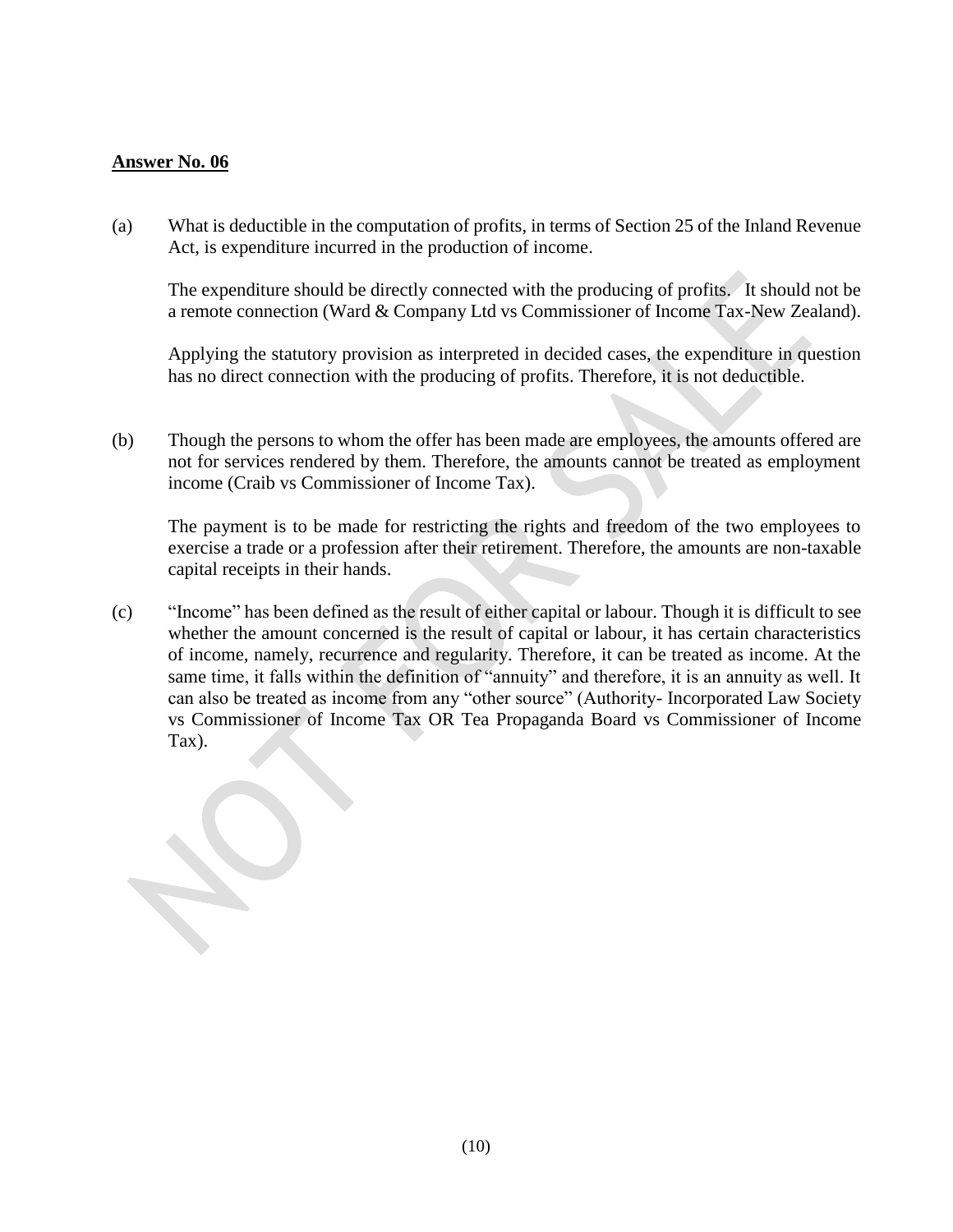**Answer No. 06**

(a) What is deductible in the computation of profits, in terms of Section 25 of the Inland Revenue Act, is expenditure incurred in the production of income.

The expenditure should be directly connected with the producing of profits. It should not be a remote connection (Ward & Company Ltd vs Commissioner of Income Tax-New Zealand).

Applying the statutory provision as interpreted in decided cases, the expenditure in question has no direct connection with the producing of profits. Therefore, it is not deductible.

(b) Though the persons to whom the offer has been made are employees, the amounts offered are not for services rendered by them. Therefore, the amounts cannot be treated as employment income (Craib vs Commissioner of Income Tax).

The payment is to be made for restricting the rights and freedom of the two employees to exercise a trade or a profession after their retirement. Therefore, the amounts are non-taxable capital receipts in their hands.

(c) "Income" has been defined as the result of either capital or labour. Though it is difficult to see whether the amount concerned is the result of capital or labour, it has certain characteristics of income, namely, recurrence and regularity. Therefore, it can be treated as income. At the same time, it falls within the definition of "annuity" and therefore, it is an annuity as well. It can also be treated as income from any "other source" (Authority- Incorporated Law Society vs Commissioner of Income Tax OR Tea Propaganda Board vs Commissioner of Income Tax).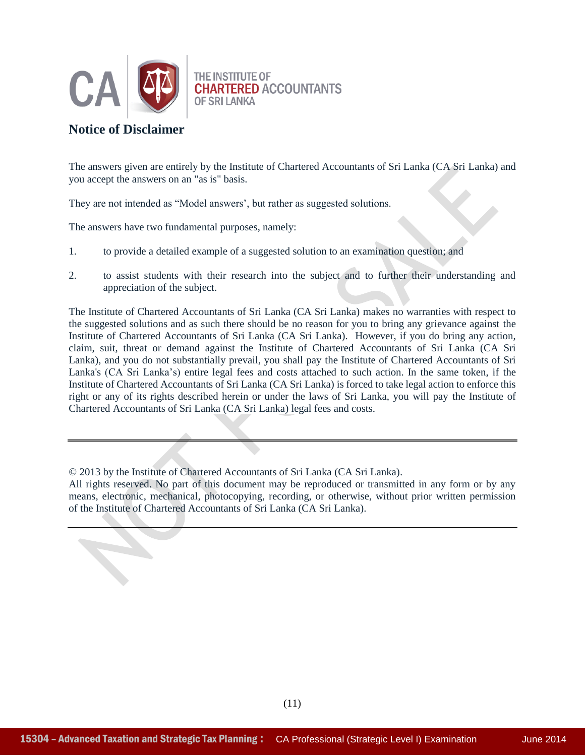CA | THE INSTITUTE OF CHARTERED ACCOUNTANTS OF SRI LANKA

## Notice of Disclaimer

The answers given are entirely by the Institute of Chartered Accountants of Sri Lanka (CA Sri Lanka) and you accept the answers on an "as is" basis.

They are not intended as "Model answers', but rather as suggested solutions.

The answers have two fundamental purposes, namely:

1. to provide a detailed example of a suggested solution to an examination question; and

2. to assist students with their research into the subject and to further their understanding and appreciation of the subject.

The Institute of Chartered Accountants of Sri Lanka (CA Sri Lanka) makes no warranties with respect to the suggested solutions and as such there should be no reason for you to bring any grievance against the Institute of Chartered Accountants of Sri Lanka (CA Sri Lanka). However, if you do bring any action, claim, suit, threat or demand against the Institute of Chartered Accountants of Sri Lanka (CA Sri Lanka), and you do not substantially prevail, you shall pay the Institute of Chartered Accountants of Sri Lanka's (CA Sri Lanka's) entire legal fees and costs attached to such action. In the same token, if the Institute of Chartered Accountants of Sri Lanka (CA Sri Lanka) is forced to take legal action to enforce this right or any of its rights described herein or under the laws of Sri Lanka, you will pay the Institute of Chartered Accountants of Sri Lanka (CA Sri Lanka) legal fees and costs.

---

© 2013 by the Institute of Chartered Accountants of Sri Lanka (CA Sri Lanka).
All rights reserved. No part of this document may be reproduced or transmitted in any form or by any means, electronic, mechanical, photocopying, recording, or otherwise, without prior written permission of the Institute of Chartered Accountants of Sri Lanka (CA Sri Lanka).

---